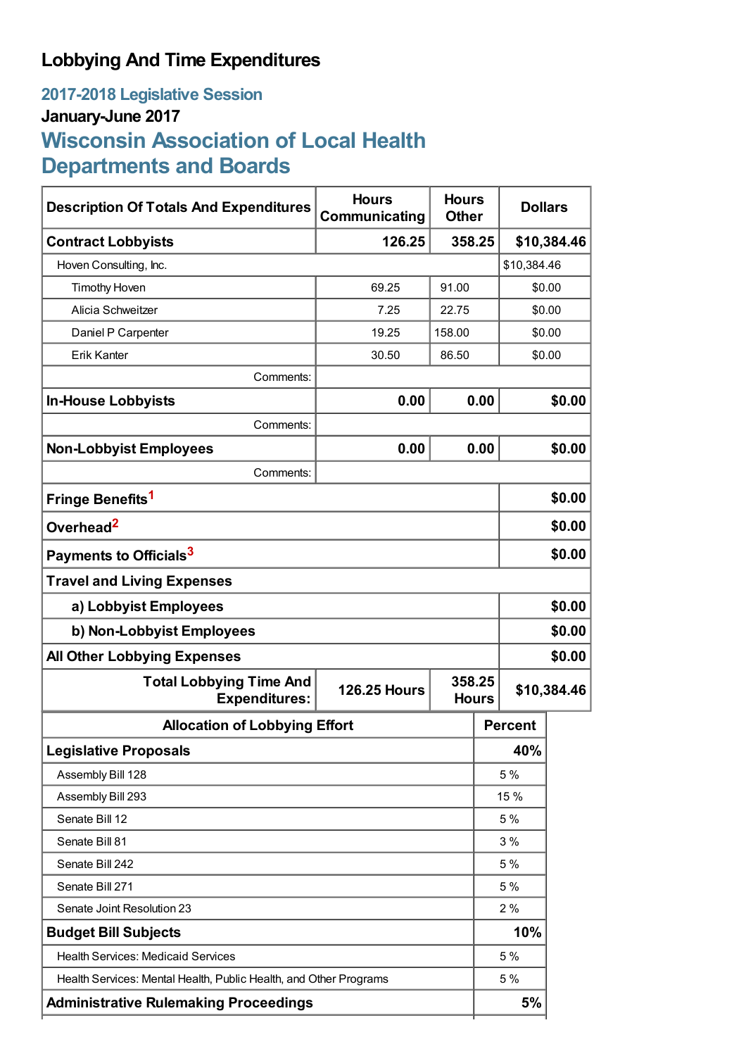# Lobbying And Time Expenditures

## 2017-2018 Legislative Session

### January-June 2017

## Wisconsin Association of Local Health Departments and Boards

| Description Of Totals And Expenditures | Hours Communicating | Hours Other | Dollars |
|---|---|---|---|
| **Contract Lobbyists** | **126.25** | **358.25** | **$10,384.46** |
| Hoven Consulting, Inc. | | | $10,384.46 |
| Timothy Hoven | 69.25 | 91.00 | $0.00 |
| Alicia Schweitzer | 7.25 | 22.75 | $0.00 |
| Daniel P Carpenter | 19.25 | 158.00 | $0.00 |
| Erik Kanter | 30.50 | 86.50 | $0.00 |
| Comments: | | | |
| **In-House Lobbyists** | **0.00** | **0.00** | **$0.00** |
| Comments: | | | |
| **Non-Lobbyist Employees** | **0.00** | **0.00** | **$0.00** |
| Comments: | | | |
| **Fringe Benefits**[1] | | | **$0.00** |
| **Overhead**[2] | | | **$0.00** |
| **Payments to Officials**[3] | | | **$0.00** |
| **Travel and Living Expenses** | | | |
| **a) Lobbyist Employees** | | | **$0.00** |
| **b) Non-Lobbyist Employees** | | | **$0.00** |
| **All Other Lobbying Expenses** | | | **$0.00** |
| **Total Lobbying Time And Expenditures:** | **126.25 Hours** | **358.25 Hours** | **$10,384.46** |

| Allocation of Lobbying Effort | Percent |
|---|---|
| **Legislative Proposals** | **40%** |
| Assembly Bill 128 | 5 % |
| Assembly Bill 293 | 15 % |
| Senate Bill 12 | 5 % |
| Senate Bill 81 | 3 % |
| Senate Bill 242 | 5 % |
| Senate Bill 271 | 5 % |
| Senate Joint Resolution 23 | 2 % |
| **Budget Bill Subjects** | **10%** |
| Health Services: Medicaid Services | 5 % |
| Health Services: Mental Health, Public Health, and Other Programs | 5 % |
| **Administrative Rulemaking Proceedings** | **5%** |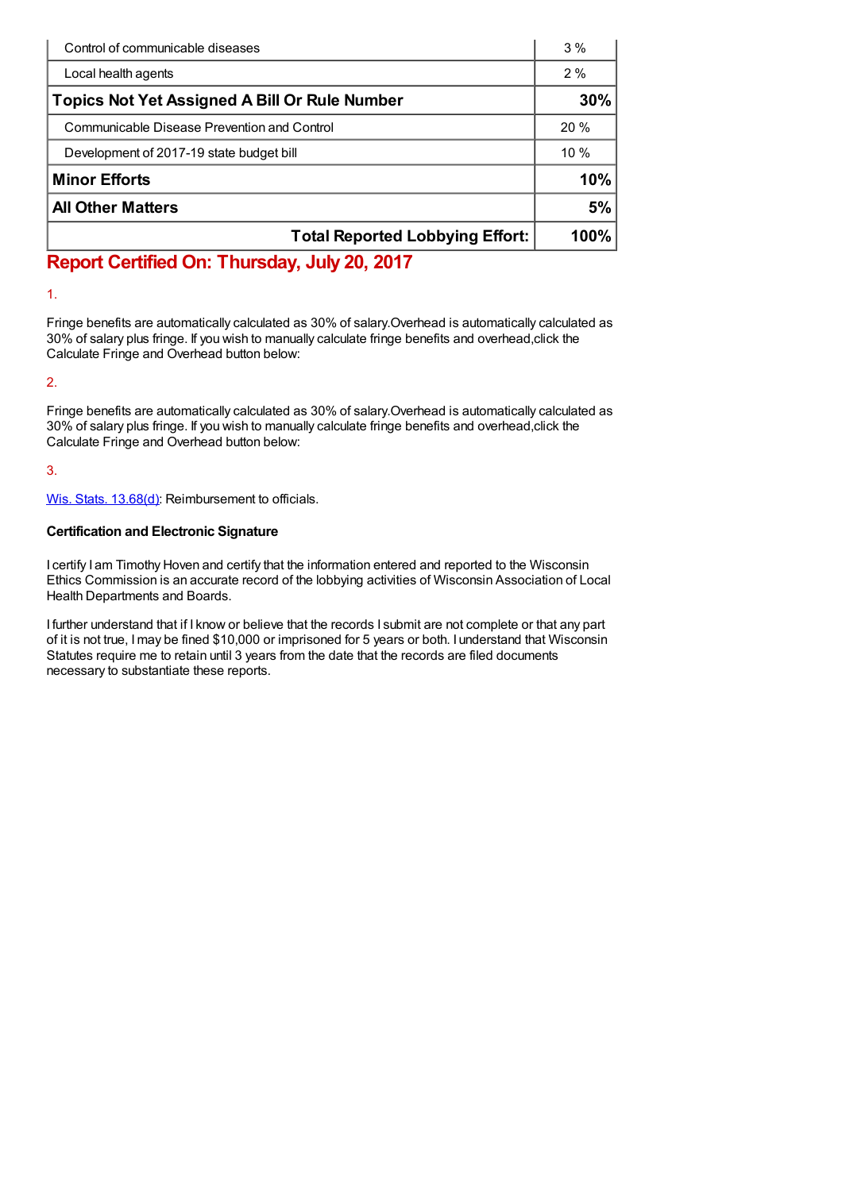| | |
|---|---|
| Control of communicable diseases | 3 % |
| Local health agents | 2 % |
| **Topics Not Yet Assigned A Bill Or Rule Number** | **30%** |
| Communicable Disease Prevention and Control | 20 % |
| Development of 2017-19 state budget bill | 10 % |
| **Minor Efforts** | **10%** |
| **All Other Matters** | **5%** |
| **Total Reported Lobbying Effort:** | **100%** |

## Report Certified On: Thursday, July 20, 2017

1.

Fringe benefits are automatically calculated as 30% of salary.Overhead is automatically calculated as 30% of salary plus fringe. If you wish to manually calculate fringe benefits and overhead,click the Calculate Fringe and Overhead button below:

2.

Fringe benefits are automatically calculated as 30% of salary.Overhead is automatically calculated as 30% of salary plus fringe. If you wish to manually calculate fringe benefits and overhead,click the Calculate Fringe and Overhead button below:

3.

Wis. Stats. 13.68(d): Reimbursement to officials.

**Certification and Electronic Signature**

I certify I am Timothy Hoven and certify that the information entered and reported to the Wisconsin Ethics Commission is an accurate record of the lobbying activities of Wisconsin Association of Local Health Departments and Boards.

I further understand that if I know or believe that the records I submit are not complete or that any part of it is not true, I may be fined $10,000 or imprisoned for 5 years or both. I understand that Wisconsin Statutes require me to retain until 3 years from the date that the records are filed documents necessary to substantiate these reports.